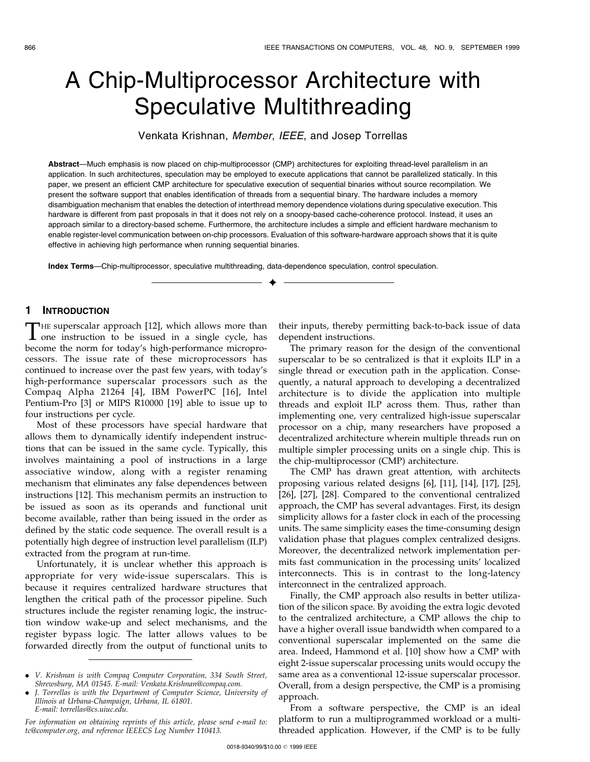# A Chip-Multiprocessor Architecture with Speculative Multithreading

Venkata Krishnan, *Member*, *IEEE*, and Josep Torrellas

**Abstract**—Much emphasis is now placed on chip-multiprocessor (CMP) architectures for exploiting thread-level parallelism in an application. In such architectures, speculation may be employed to execute applications that cannot be parallelized statically. In this paper, we present an efficient CMP architecture for speculative execution of sequential binaries without source recompilation. We present the software support that enables identification of threads from a sequential binary. The hardware includes a memory disambiguation mechanism that enables the detection of interthread memory dependence violations during speculative execution. This hardware is different from past proposals in that it does not rely on a snoopy-based cache-coherence protocol. Instead, it uses an approach similar to a directory-based scheme. Furthermore, the architecture includes a simple and efficient hardware mechanism to enable register-level communication between on-chip processors. Evaluation of this software-hardware approach shows that it is quite effective in achieving high performance when running sequential binaries.

**Index Terms**—Chip-multiprocessor, speculative multithreading, data-dependence speculation, control speculation.

## 1 Introduction

The superscalar approach [12], which allows more than one instruction to be issued in a single cycle, has become the norm for today's high-performance microprocessors. The issue rate of these microprocessors has continued to increase over the past few years, with today's high-performance superscalar processors such as the Compaq Alpha 21264 [4], IBM PowerPC [16], Intel Pentium-Pro [3] or MIPS R10000 [19] able to issue up to four instructions per cycle.

Most of these processors have special hardware that allows them to dynamically identify independent instructions that can be issued in the same cycle. Typically, this involves maintaining a pool of instructions in a large associative window, along with a register renaming mechanism that eliminates any false dependences between instructions [12]. This mechanism permits an instruction to be issued as soon as its operands and functional unit become available, rather than being issued in the order as defined by the static code sequence. The overall result is a potentially high degree of instruction level parallelism (ILP) extracted from the program at run-time.

Unfortunately, it is unclear whether this approach is appropriate for very wide-issue superscalars. This is because it requires centralized hardware structures that lengthen the critical path of the processor pipeline. Such structures include the register renaming logic, the instruction window wake-up and select mechanisms, and the register bypass logic. The latter allows values to be forwarded directly from the output of functional units to their inputs, thereby permitting back-to-back issue of data dependent instructions.

The primary reason for the design of the conventional superscalar to be so centralized is that it exploits ILP in a single thread or execution path in the application. Consequently, a natural approach to developing a decentralized architecture is to divide the application into multiple threads and exploit ILP across them. Thus, rather than implementing one, very centralized high-issue superscalar processor on a chip, many researchers have proposed a decentralized architecture wherein multiple threads run on multiple simpler processing units on a single chip. This is the chip-multiprocessor (CMP) architecture.

The CMP has drawn great attention, with architects proposing various related designs [6], [11], [14], [17], [25], [26], [27], [28]. Compared to the conventional centralized approach, the CMP has several advantages. First, its design simplicity allows for a faster clock in each of the processing units. The same simplicity eases the time-consuming design validation phase that plagues complex centralized designs. Moreover, the decentralized network implementation permits fast communication in the processing units' localized interconnects. This is in contrast to the long-latency interconnect in the centralized approach.

Finally, the CMP approach also results in better utilization of the silicon space. By avoiding the extra logic devoted to the centralized architecture, a CMP allows the chip to have a higher overall issue bandwidth when compared to a conventional superscalar implemented on the same die area. Indeed, Hammond et al. [10] show how a CMP with eight 2-issue superscalar processing units would occupy the same area as a conventional 12-issue superscalar processor. Overall, from a design perspective, the CMP is a promising approach.

From a software perspective, the CMP is an ideal platform to run a multiprogrammed workload or a multithreaded application. However, if the CMP is to be fully

- *V. Krishnan is with Compaq Computer Corporation, 334 South Street, Shrewsbury, MA 01545. E-mail: Venkata.Krishnan@compaq.com.*
- *J. Torrellas is with the Department of Computer Science, University of Illinois at Urbana-Champaign, Urbana, IL 61801. E-mail: torrellas@cs.uiuc.edu.*

*For information on obtaining reprints of this article, please send e-mail to: tc@computer.org, and reference IEEECS Log Number 110413.*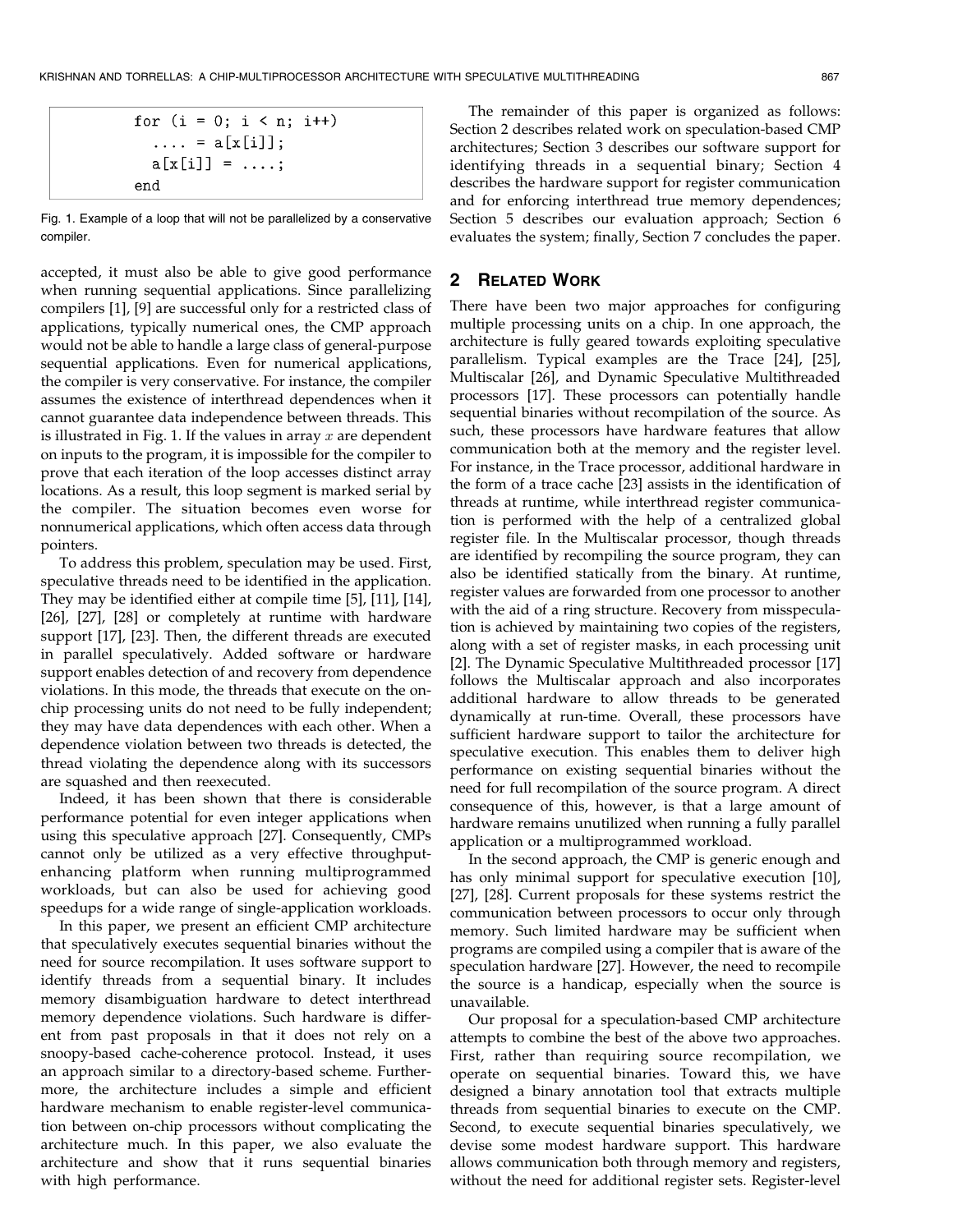```
for (i = 0; i < n; i++)
  .... = a[x[i]];
  a[x[i]] = ....;
end
```

Fig. 1. Example of a loop that will not be parallelized by a conservative compiler.

accepted, it must also be able to give good performance when running sequential applications. Since parallelizing compilers [1], [9] are successful only for a restricted class of applications, typically numerical ones, the CMP approach would not be able to handle a large class of general-purpose sequential applications. Even for numerical applications, the compiler is very conservative. For instance, the compiler assumes the existence of interthread dependences when it cannot guarantee data independence between threads. This is illustrated in Fig. 1. If the values in array $x$ are dependent on inputs to the program, it is impossible for the compiler to prove that each iteration of the loop accesses distinct array locations. As a result, this loop segment is marked serial by the compiler. The situation becomes even worse for nonnumerical applications, which often access data through pointers.

To address this problem, speculation may be used. First, speculative threads need to be identified in the application. They may be identified either at compile time [5], [11], [14], [26], [27], [28] or completely at runtime with hardware support [17], [23]. Then, the different threads are executed in parallel speculatively. Added software or hardware support enables detection of and recovery from dependence violations. In this mode, the threads that execute on the on-chip processing units do not need to be fully independent; they may have data dependences with each other. When a dependence violation between two threads is detected, the thread violating the dependence along with its successors are squashed and then reexecuted.

Indeed, it has been shown that there is considerable performance potential for even integer applications when using this speculative approach [27]. Consequently, CMPs cannot only be utilized as a very effective throughput-enhancing platform when running multiprogrammed workloads, but can also be used for achieving good speedups for a wide range of single-application workloads.

In this paper, we present an efficient CMP architecture that speculatively executes sequential binaries without the need for source recompilation. It uses software support to identify threads from a sequential binary. It includes memory disambiguation hardware to detect interthread memory dependence violations. Such hardware is different from past proposals in that it does not rely on a snoopy-based cache-coherence protocol. Instead, it uses an approach similar to a directory-based scheme. Furthermore, the architecture includes a simple and efficient hardware mechanism to enable register-level communication between on-chip processors without complicating the architecture much. In this paper, we also evaluate the architecture and show that it runs sequential binaries with high performance.

The remainder of this paper is organized as follows: Section 2 describes related work on speculation-based CMP architectures; Section 3 describes our software support for identifying threads in a sequential binary; Section 4 describes the hardware support for register communication and for enforcing interthread true memory dependences; Section 5 describes our evaluation approach; Section 6 evaluates the system; finally, Section 7 concludes the paper.

## 2 Related Work

There have been two major approaches for configuring multiple processing units on a chip. In one approach, the architecture is fully geared towards exploiting speculative parallelism. Typical examples are the Trace [24], [25], Multiscalar [26], and Dynamic Speculative Multithreaded processors [17]. These processors can potentially handle sequential binaries without recompilation of the source. As such, these processors have hardware features that allow communication both at the memory and the register level. For instance, in the Trace processor, additional hardware in the form of a trace cache [23] assists in the identification of threads at runtime, while interthread register communication is performed with the help of a centralized global register file. In the Multiscalar processor, though threads are identified by recompiling the source program, they can also be identified statically from the binary. At runtime, register values are forwarded from one processor to another with the aid of a ring structure. Recovery from misspeculation is achieved by maintaining two copies of the registers, along with a set of register masks, in each processing unit [2]. The Dynamic Speculative Multithreaded processor [17] follows the Multiscalar approach and also incorporates additional hardware to allow threads to be generated dynamically at run-time. Overall, these processors have sufficient hardware support to tailor the architecture for speculative execution. This enables them to deliver high performance on existing sequential binaries without the need for full recompilation of the source program. A direct consequence of this, however, is that a large amount of hardware remains unutilized when running a fully parallel application or a multiprogrammed workload.

In the second approach, the CMP is generic enough and has only minimal support for speculative execution [10], [27], [28]. Current proposals for these systems restrict the communication between processors to occur only through memory. Such limited hardware may be sufficient when programs are compiled using a compiler that is aware of the speculation hardware [27]. However, the need to recompile the source is a handicap, especially when the source is unavailable.

Our proposal for a speculation-based CMP architecture attempts to combine the best of the above two approaches. First, rather than requiring source recompilation, we operate on sequential binaries. Toward this, we have designed a binary annotation tool that extracts multiple threads from sequential binaries to execute on the CMP. Second, to execute sequential binaries speculatively, we devise some modest hardware support. This hardware allows communication both through memory and registers, without the need for additional register sets. Register-level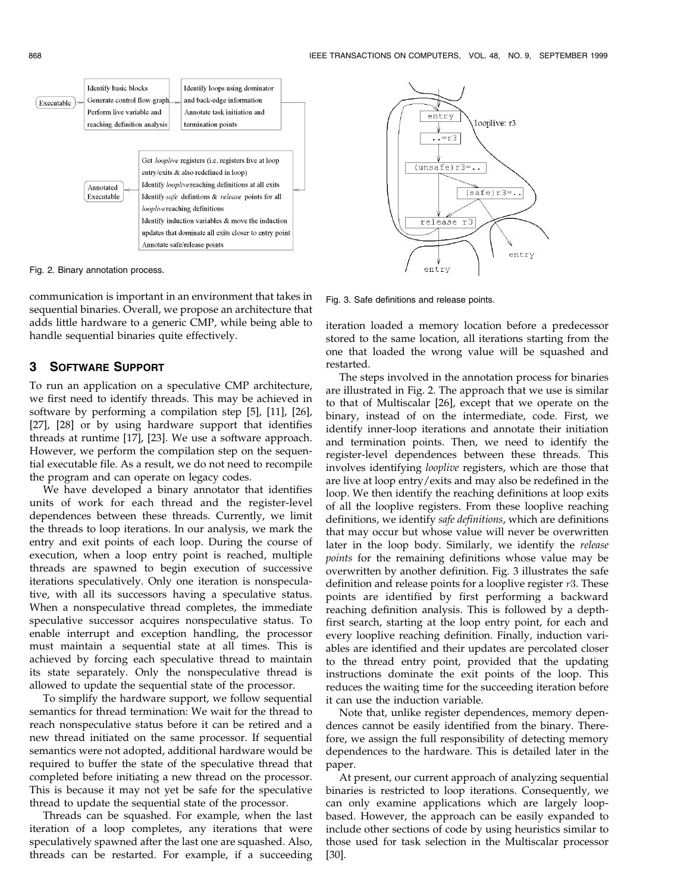Identify basic blocks
Generate control flow graph
Perform live variable and reaching definition analysis

Identify loops using dominator and back-edge information
Annotate task initiation and termination points

Get *looplive* registers (i.e. registers live at loop entry/exits & also redefined in loop)
Identify *looplive* reaching definitions at all exits
Identify *safe* defintions & *release* points for all *looplive* reaching definitions
Identify induction variables & move the induction updates that dominate all exits closer to entry point
Annotate safe/release points

Fig. 2. Binary annotation process.

entry
..=r3
(unsafe)r3=..
(safe)r3=..
release r3
looplive: r3
entry
entry

Fig. 3. Safe definitions and release points.

communication is important in an environment that takes in sequential binaries. Overall, we propose an architecture that adds little hardware to a generic CMP, while being able to handle sequential binaries quite effectively.

## 3 Software Support

To run an application on a speculative CMP architecture, we first need to identify threads. This may be achieved in software by performing a compilation step [5], [11], [26], [27], [28] or by using hardware support that identifies threads at runtime [17], [23]. We use a software approach. However, we perform the compilation step on the sequential executable file. As a result, we do not need to recompile the program and can operate on legacy codes.

We have developed a binary annotator that identifies units of work for each thread and the register-level dependences between these threads. Currently, we limit the threads to loop iterations. In our analysis, we mark the entry and exit points of each loop. During the course of execution, when a loop entry point is reached, multiple threads are spawned to begin execution of successive iterations speculatively. Only one iteration is nonspeculative, with all its successors having a speculative status. When a nonspeculative thread completes, the immediate speculative successor acquires nonspeculative status. To enable interrupt and exception handling, the processor must maintain a sequential state at all times. This is achieved by forcing each speculative thread to maintain its state separately. Only the nonspeculative thread is allowed to update the sequential state of the processor.

To simplify the hardware support, we follow sequential semantics for thread termination: We wait for the thread to reach nonspeculative status before it can be retired and a new thread initiated on the same processor. If sequential semantics were not adopted, additional hardware would be required to buffer the state of the speculative thread that completed before initiating a new thread on the processor. This is because it may not yet be safe for the speculative thread to update the sequential state of the processor.

Threads can be squashed. For example, when the last iteration of a loop completes, any iterations that were speculatively spawned after the last one are squashed. Also, threads can be restarted. For example, if a succeeding iteration loaded a memory location before a predecessor stored to the same location, all iterations starting from the one that loaded the wrong value will be squashed and restarted.

The steps involved in the annotation process for binaries are illustrated in Fig. 2. The approach that we use is similar to that of Multiscalar [26], except that we operate on the binary, instead of on the intermediate, code. First, we identify inner-loop iterations and annotate their initiation and termination points. Then, we need to identify the register-level dependences between these threads. This involves identifying *looplive* registers, which are those that are live at loop entry/exits and may also be redefined in the loop. We then identify the reaching definitions at loop exits of all the looplive registers. From these looplive reaching definitions, we identify *safe definitions*, which are definitions that may occur but whose value will never be overwritten later in the loop body. Similarly, we identify the *release points* for the remaining definitions whose value may be overwritten by another definition. Fig. 3 illustrates the safe definition and release points for a looplive register $r3$. These points are identified by first performing a backward reaching definition analysis. This is followed by a depth-first search, starting at the loop entry point, for each and every looplive reaching definition. Finally, induction variables are identified and their updates are percolated closer to the thread entry point, provided that the updating instructions dominate the exit points of the loop. This reduces the waiting time for the succeeding iteration before it can use the induction variable.

Note that, unlike register dependences, memory dependences cannot be easily identified from the binary. Therefore, we assign the full responsibility of detecting memory dependences to the hardware. This is detailed later in the paper.

At present, our current approach of analyzing sequential binaries is restricted to loop iterations. Consequently, we can only examine applications which are largely loop-based. However, the approach can be easily expanded to include other sections of code by using heuristics similar to those used for task selection in the Multiscalar processor [30].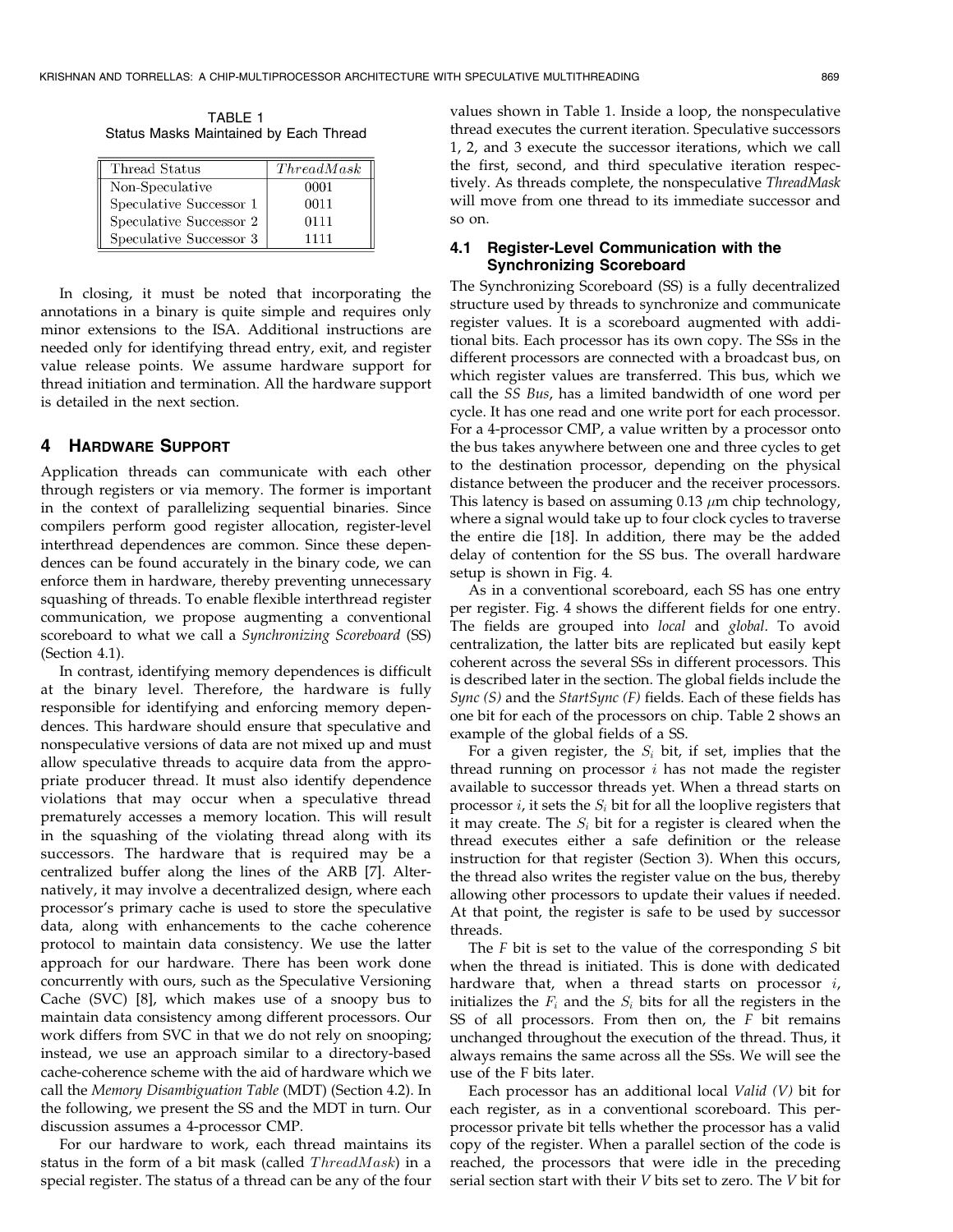TABLE 1
Status Masks Maintained by Each Thread

| Thread Status | *ThreadMask* |
|---|---|
| Non-Speculative | 0001 |
| Speculative Successor 1 | 0011 |
| Speculative Successor 2 | 0111 |
| Speculative Successor 3 | 1111 |

In closing, it must be noted that incorporating the annotations in a binary is quite simple and requires only minor extensions to the ISA. Additional instructions are needed only for identifying thread entry, exit, and register value release points. We assume hardware support for thread initiation and termination. All the hardware support is detailed in the next section.

## 4 Hardware Support

Application threads can communicate with each other through registers or via memory. The former is important in the context of parallelizing sequential binaries. Since compilers perform good register allocation, register-level interthread dependences are common. Since these dependences can be found accurately in the binary code, we can enforce them in hardware, thereby preventing unnecessary squashing of threads. To enable flexible interthread register communication, we propose augmenting a conventional scoreboard to what we call a *Synchronizing Scoreboard* (SS) (Section 4.1).

In contrast, identifying memory dependences is difficult at the binary level. Therefore, the hardware is fully responsible for identifying and enforcing memory dependences. This hardware should ensure that speculative and nonspeculative versions of data are not mixed up and must allow speculative threads to acquire data from the appropriate producer thread. It must also identify dependence violations that may occur when a speculative thread prematurely accesses a memory location. This will result in the squashing of the violating thread along with its successors. The hardware that is required may be a centralized buffer along the lines of the ARB [7]. Alternatively, it may involve a decentralized design, where each processor's primary cache is used to store the speculative data, along with enhancements to the cache coherence protocol to maintain data consistency. We use the latter approach for our hardware. There has been work done concurrently with ours, such as the Speculative Versioning Cache (SVC) [8], which makes use of a snoopy bus to maintain data consistency among different processors. Our work differs from SVC in that we do not rely on snooping; instead, we use an approach similar to a directory-based cache-coherence scheme with the aid of hardware which we call the *Memory Disambiguation Table* (MDT) (Section 4.2). In the following, we present the SS and the MDT in turn. Our discussion assumes a 4-processor CMP.

For our hardware to work, each thread maintains its status in the form of a bit mask (called *ThreadMask*) in a special register. The status of a thread can be any of the four values shown in Table 1. Inside a loop, the nonspeculative thread executes the current iteration. Speculative successors 1, 2, and 3 execute the successor iterations, which we call the first, second, and third speculative iteration respectively. As threads complete, the nonspeculative *ThreadMask* will move from one thread to its immediate successor and so on.

### 4.1 Register-Level Communication with the Synchronizing Scoreboard

The Synchronizing Scoreboard (SS) is a fully decentralized structure used by threads to synchronize and communicate register values. It is a scoreboard augmented with additional bits. Each processor has its own copy. The SSs in the different processors are connected with a broadcast bus, on which register values are transferred. This bus, which we call the *SS Bus*, has a limited bandwidth of one word per cycle. It has one read and one write port for each processor. For a 4-processor CMP, a value written by a processor onto the bus takes anywhere between one and three cycles to get to the destination processor, depending on the physical distance between the producer and the receiver processors. This latency is based on assuming 0.13 $\mu$m chip technology, where a signal would take up to four clock cycles to traverse the entire die [18]. In addition, there may be the added delay of contention for the SS bus. The overall hardware setup is shown in Fig. 4.

As in a conventional scoreboard, each SS has one entry per register. Fig. 4 shows the different fields for one entry. The fields are grouped into *local* and *global*. To avoid centralization, the latter bits are replicated but easily kept coherent across the several SSs in different processors. This is described later in the section. The global fields include the *Sync (S)* and the *StartSync (F)* fields. Each of these fields has one bit for each of the processors on chip. Table 2 shows an example of the global fields of a SS.

For a given register, the $S_i$ bit, if set, implies that the thread running on processor $i$ has not made the register available to successor threads yet. When a thread starts on processor $i$, it sets the $S_i$ bit for all the looplive registers that it may create. The $S_i$ bit for a register is cleared when the thread executes either a safe definition or the release instruction for that register (Section 3). When this occurs, the thread also writes the register value on the bus, thereby allowing other processors to update their values if needed. At that point, the register is safe to be used by successor threads.

The *F* bit is set to the value of the corresponding *S* bit when the thread is initiated. This is done with dedicated hardware that, when a thread starts on processor $i$, initializes the $F_i$ and the $S_i$ bits for all the registers in the SS of all processors. From then on, the *F* bit remains unchanged throughout the execution of the thread. Thus, it always remains the same across all the SSs. We will see the use of the F bits later.

Each processor has an additional local *Valid (V)* bit for each register, as in a conventional scoreboard. This per-processor private bit tells whether the processor has a valid copy of the register. When a parallel section of the code is reached, the processors that were idle in the preceding serial section start with their *V* bits set to zero. The *V* bit for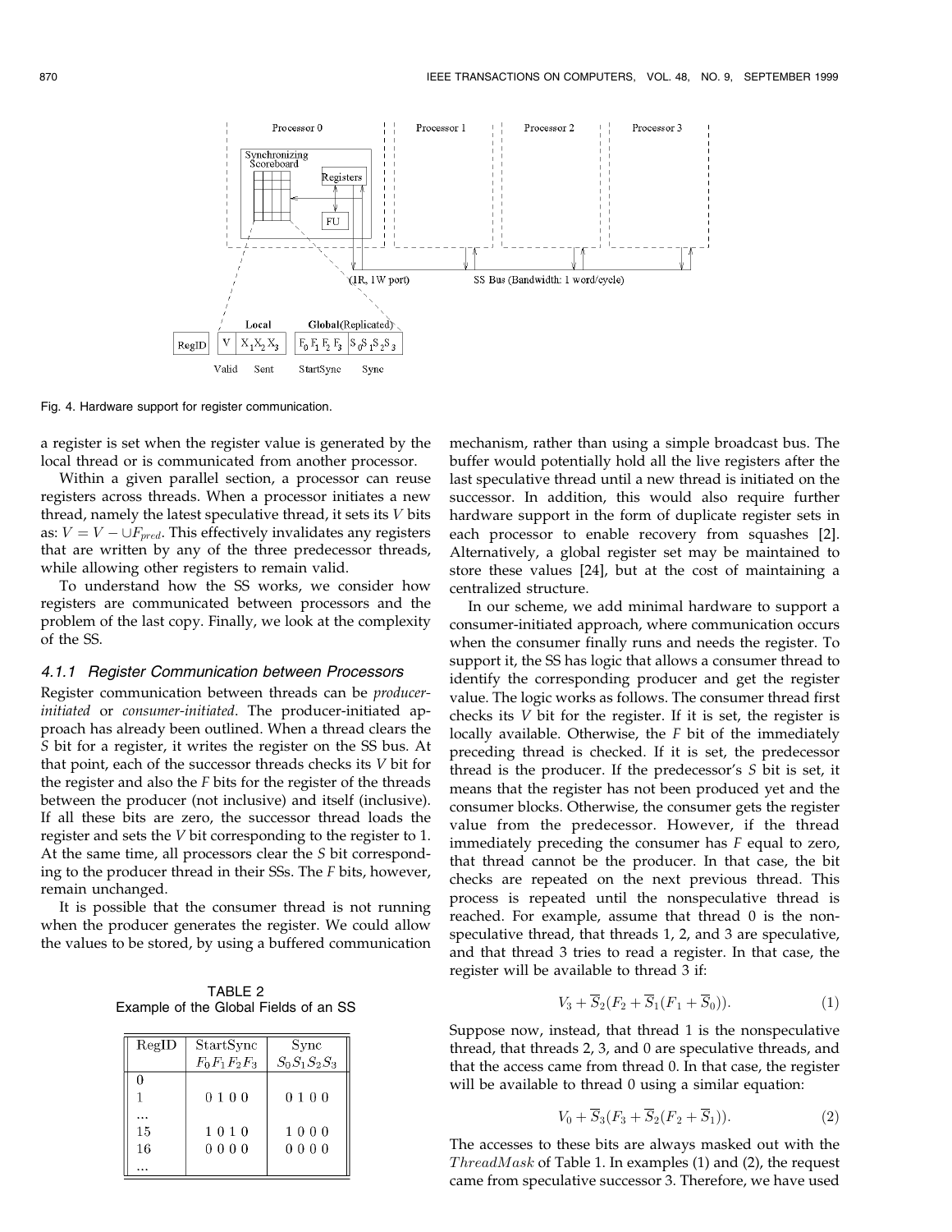Processor 0

Processor 1

Processor 2

Processor 3

Synchronizing Scoreboard

Registers

FU

(1R, 1W port)

SS Bus (Bandwidth: 1 word/cycle)

Local

Global(Replicated)

RegID

V

$X_1X_2X_3$

$F_0F_1F_2F_3$

$S_0S_1S_2S_3$

Valid

Sent

StartSync

Sync

Fig. 4. Hardware support for register communication.

a register is set when the register value is generated by the local thread or is communicated from another processor.

Within a given parallel section, a processor can reuse registers across threads. When a processor initiates a new thread, namely the latest speculative thread, it sets its $V$ bits as: $V = V - \cup F_{pred}$. This effectively invalidates any registers that are written by any of the three predecessor threads, while allowing other registers to remain valid.

To understand how the SS works, we consider how registers are communicated between processors and the problem of the last copy. Finally, we look at the complexity of the SS.

#### 4.1.1 Register Communication between Processors

Register communication between threads can be *producer-initiated* or *consumer-initiated*. The producer-initiated approach has already been outlined. When a thread clears the *S* bit for a register, it writes the register on the SS bus. At that point, each of the successor threads checks its *V* bit for the register and also the *F* bits for the register of the threads between the producer (not inclusive) and itself (inclusive). If all these bits are zero, the successor thread loads the register and sets the *V* bit corresponding to the register to 1. At the same time, all processors clear the *S* bit corresponding to the producer thread in their SSs. The *F* bits, however, remain unchanged.

It is possible that the consumer thread is not running when the producer generates the register. We could allow the values to be stored, by using a buffered communication mechanism, rather than using a simple broadcast bus. The buffer would potentially hold all the live registers after the last speculative thread until a new thread is initiated on the successor. In addition, this would also require further hardware support in the form of duplicate register sets in each processor to enable recovery from squashes [2]. Alternatively, a global register set may be maintained to store these values [24], but at the cost of maintaining a centralized structure.

In our scheme, we add minimal hardware to support a consumer-initiated approach, where communication occurs when the consumer finally runs and needs the register. To support it, the SS has logic that allows a consumer thread to identify the corresponding producer and get the register value. The logic works as follows. The consumer thread first checks its *V* bit for the register. If it is set, the register is locally available. Otherwise, the *F* bit of the immediately preceding thread is checked. If it is set, the predecessor thread is the producer. If the predecessor's *S* bit is set, it means that the register has not been produced yet and the consumer blocks. Otherwise, the consumer gets the register value from the predecessor. However, if the thread immediately preceding the consumer has *F* equal to zero, that thread cannot be the producer. In that case, the bit checks are repeated on the next previous thread. This process is repeated until the nonspeculative thread is reached. For example, assume that thread 0 is the nonspeculative thread, that threads 1, 2, and 3 are speculative, and that thread 3 tries to read a register. In that case, the register will be available to thread 3 if:

$$V_3 + \overline{S}_2(F_2 + \overline{S}_1(F_1 + \overline{S}_0)). \tag{1}$$

Suppose now, instead, that thread 1 is the nonspeculative thread, that threads 2, 3, and 0 are speculative threads, and that the access came from thread 0. In that case, the register will be available to thread 0 using a similar equation:

$$V_0 + \overline{S}_3(F_3 + \overline{S}_2(F_2 + \overline{S}_1)). \tag{2}$$

The accesses to these bits are always masked out with the $ThreadMask$ of Table 1. In examples (1) and (2), the request came from speculative successor 3. Therefore, we have used

TABLE 2
Example of the Global Fields of an SS

| RegID | StartSync $F_0F_1F_2F_3$ | Sync $S_0S_1S_2S_3$ |
|---|---|---|
| 0 | | |
| 1 | 0 1 0 0 | 0 1 0 0 |
| ... | | |
| 15 | 1 0 1 0 | 1 0 0 0 |
| 16 | 0 0 0 0 | 0 0 0 0 |
| ... | | |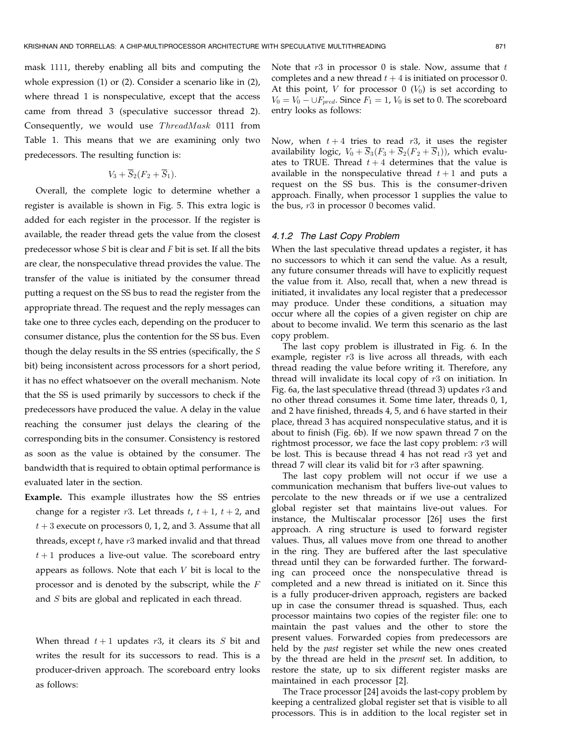mask 1111, thereby enabling all bits and computing the whole expression (1) or (2). Consider a scenario like in (2), where thread 1 is nonspeculative, except that the access came from thread 3 (speculative successor thread 2). Consequently, we would use $ThreadMask$ 0111 from Table 1. This means that we are examining only two predecessors. The resulting function is:

$$V_3 + \overline{S}_2(F_2 + \overline{S}_1).$$

Overall, the complete logic to determine whether a register is available is shown in Fig. 5. This extra logic is added for each register in the processor. If the register is available, the reader thread gets the value from the closest predecessor whose *S* bit is clear and *F* bit is set. If all the bits are clear, the nonspeculative thread provides the value. The transfer of the value is initiated by the consumer thread putting a request on the SS bus to read the register from the appropriate thread. The request and the reply messages can take one to three cycles each, depending on the producer to consumer distance, plus the contention for the SS bus. Even though the delay results in the SS entries (specifically, the *S* bit) being inconsistent across processors for a short period, it has no effect whatsoever on the overall mechanism. Note that the SS is used primarily by successors to check if the predecessors have produced the value. A delay in the value reaching the consumer just delays the clearing of the corresponding bits in the consumer. Consistency is restored as soon as the value is obtained by the consumer. The bandwidth that is required to obtain optimal performance is evaluated later in the section.

**Example.** This example illustrates how the SS entries change for a register $r3$. Let threads $t$, $t+1$, $t+2$, and $t+3$ execute on processors 0, 1, 2, and 3. Assume that all threads, except $t$, have $r3$ marked invalid and that thread $t+1$ produces a live-out value. The scoreboard entry appears as follows. Note that each $V$ bit is local to the processor and is denoted by the subscript, while the $F$ and $S$ bits are global and replicated in each thread.

When thread $t+1$ updates $r3$, it clears its $S$ bit and writes the result for its successors to read. This is a producer-driven approach. The scoreboard entry looks as follows:

Note that $r3$ in processor 0 is stale. Now, assume that $t$ completes and a new thread $t+4$ is initiated on processor 0. At this point, $V$ for processor 0 ($V_0$) is set according to $V_0 = V_0 - \cup F_{pred}$. Since $F_1 = 1$, $V_0$ is set to 0. The scoreboard entry looks as follows:

Now, when $t+4$ tries to read $r3$, it uses the register availability logic, $V_0 + \overline{S}_3(F_3 + \overline{S}_2(F_2 + \overline{S}_1))$, which evaluates to TRUE. Thread $t+4$ determines that the value is available in the nonspeculative thread $t+1$ and puts a request on the SS bus. This is the consumer-driven approach. Finally, when processor 1 supplies the value to the bus, $r3$ in processor 0 becomes valid.

#### 4.1.2 The Last Copy Problem

When the last speculative thread updates a register, it has no successors to which it can send the value. As a result, any future consumer threads will have to explicitly request the value from it. Also, recall that, when a new thread is initiated, it invalidates any local register that a predecessor may produce. Under these conditions, a situation may occur where all the copies of a given register on chip are about to become invalid. We term this scenario as the last copy problem.

The last copy problem is illustrated in Fig. 6. In the example, register $r3$ is live across all threads, with each thread reading the value before writing it. Therefore, any thread will invalidate its local copy of $r3$ on initiation. In Fig. 6a, the last speculative thread (thread 3) updates $r3$ and no other thread consumes it. Some time later, threads 0, 1, and 2 have finished, threads 4, 5, and 6 have started in their place, thread 3 has acquired nonspeculative status, and it is about to finish (Fig. 6b). If we now spawn thread 7 on the rightmost processor, we face the last copy problem: $r3$ will be lost. This is because thread 4 has not read $r3$ yet and thread 7 will clear its valid bit for $r3$ after spawning.

The last copy problem will not occur if we use a communication mechanism that buffers live-out values to percolate to the new threads or if we use a centralized global register set that maintains live-out values. For instance, the Multiscalar processor [26] uses the first approach. A ring structure is used to forward register values. Thus, all values move from one thread to another in the ring. They are buffered after the last speculative thread until they can be forwarded further. The forwarding can proceed once the nonspeculative thread is completed and a new thread is initiated on it. Since this is a fully producer-driven approach, registers are backed up in case the consumer thread is squashed. Thus, each processor maintains two copies of the register file: one to maintain the past values and the other to store the present values. Forwarded copies from predecessors are held by the *past* register set while the new ones created by the thread are held in the *present* set. In addition, to restore the state, up to six different register masks are maintained in each processor [2].

The Trace processor [24] avoids the last-copy problem by keeping a centralized global register set that is visible to all processors. This is in addition to the local register set in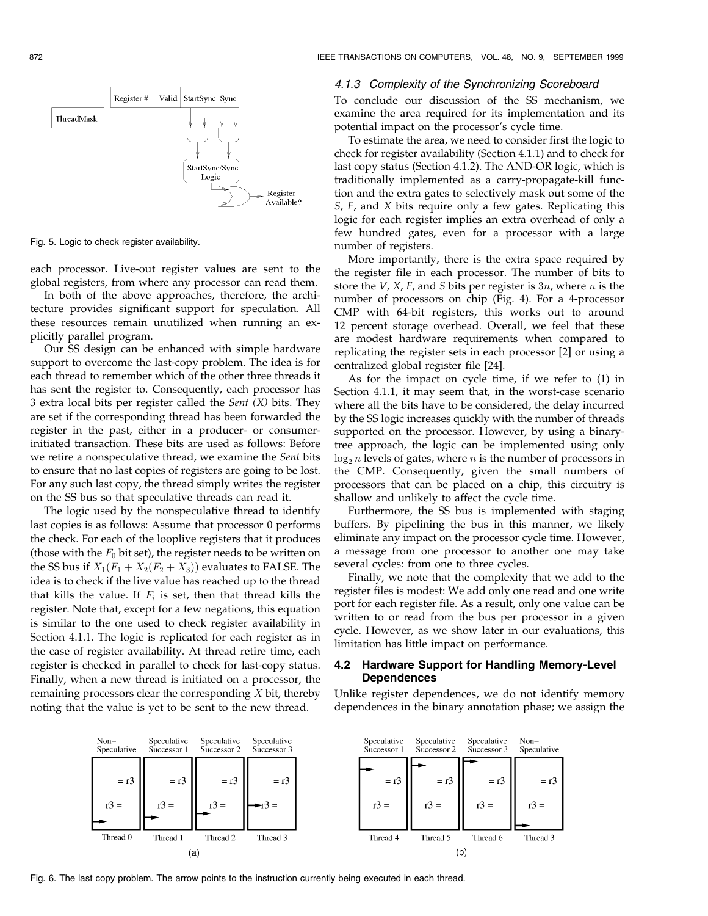Fig. 5. Logic to check register availability.

each processor. Live-out register values are sent to the global registers, from where any processor can read them.

In both of the above approaches, therefore, the architecture provides significant support for speculation. All these resources remain unutilized when running an explicitly parallel program.

Our SS design can be enhanced with simple hardware support to overcome the last-copy problem. The idea is for each thread to remember which of the other three threads it has sent the register to. Consequently, each processor has 3 extra local bits per register called the *Sent (X)* bits. They are set if the corresponding thread has been forwarded the register in the past, either in a producer- or consumer-initiated transaction. These bits are used as follows: Before we retire a nonspeculative thread, we examine the *Sent* bits to ensure that no last copies of registers are going to be lost. For any such last copy, the thread simply writes the register on the SS bus so that speculative threads can read it.

The logic used by the nonspeculative thread to identify last copies is as follows: Assume that processor 0 performs the check. For each of the looplive registers that it produces (those with the $F_0$ bit set), the register needs to be written on the SS bus if $X_1(F_1 + X_2(F_2 + X_3))$ evaluates to FALSE. The idea is to check if the live value has reached up to the thread that kills the value. If $F_i$ is set, then that thread kills the register. Note that, except for a few negations, this equation is similar to the one used to check register availability in Section 4.1.1. The logic is replicated for each register as in the case of register availability. At thread retire time, each register is checked in parallel to check for last-copy status. Finally, when a new thread is initiated on a processor, the remaining processors clear the corresponding $X$ bit, thereby noting that the value is yet to be sent to the new thread.

#### 4.1.3 Complexity of the Synchronizing Scoreboard

To conclude our discussion of the SS mechanism, we examine the area required for its implementation and its potential impact on the processor's cycle time.

To estimate the area, we need to consider first the logic to check for register availability (Section 4.1.1) and to check for last copy status (Section 4.1.2). The AND-OR logic, which is traditionally implemented as a carry-propagate-kill function and the extra gates to selectively mask out some of the $S$, $F$, and $X$ bits require only a few gates. Replicating this logic for each register implies an extra overhead of only a few hundred gates, even for a processor with a large number of registers.

More importantly, there is the extra space required by the register file in each processor. The number of bits to store the $V$, $X$, $F$, and $S$ bits per register is $3n$, where $n$ is the number of processors on chip (Fig. 4). For a 4-processor CMP with 64-bit registers, this works out to around 12 percent storage overhead. Overall, we feel that these are modest hardware requirements when compared to replicating the register sets in each processor [2] or using a centralized global register file [24].

As for the impact on cycle time, if we refer to (1) in Section 4.1.1, it may seem that, in the worst-case scenario where all the bits have to be considered, the delay incurred by the SS logic increases quickly with the number of threads supported on the processor. However, by using a binary-tree approach, the logic can be implemented using only $\log_2 n$ levels of gates, where $n$ is the number of processors in the CMP. Consequently, given the small numbers of processors that can be placed on a chip, this circuitry is shallow and unlikely to affect the cycle time.

Furthermore, the SS bus is implemented with staging buffers. By pipelining the bus in this manner, we likely eliminate any impact on the processor cycle time. However, a message from one processor to another one may take several cycles: from one to three cycles.

Finally, we note that the complexity that we add to the register files is modest: We add only one read and one write port for each register file. As a result, only one value can be written to or read from the bus per processor in a given cycle. However, as we show later in our evaluations, this limitation has little impact on performance.

### 4.2 Hardware Support for Handling Memory-Level Dependences

Unlike register dependences, we do not identify memory dependences in the binary annotation phase; we assign the

Fig. 6. The last copy problem. The arrow points to the instruction currently being executed in each thread.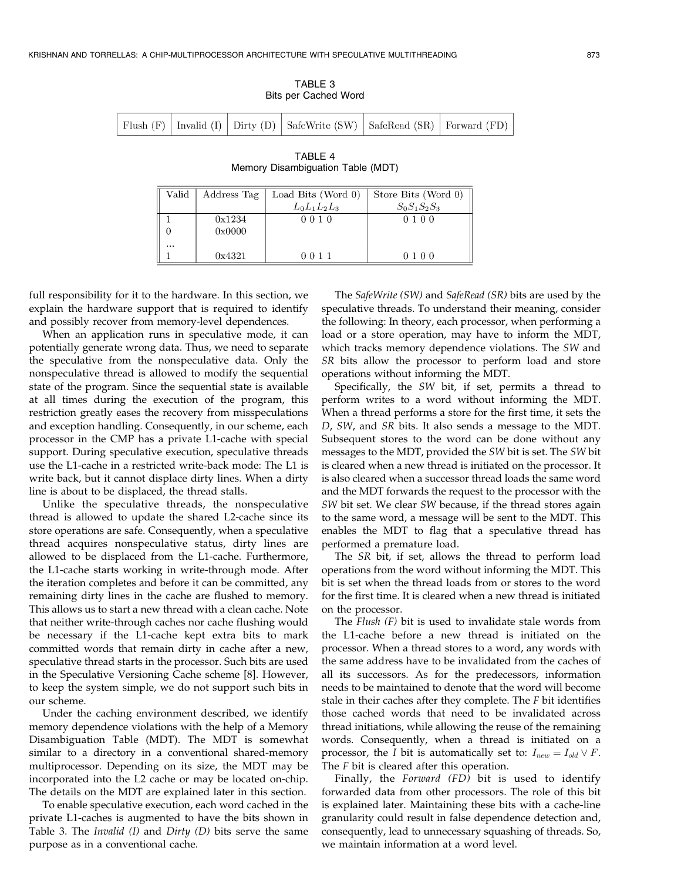TABLE 3
Bits per Cached Word

| | | | | | |
|---|---|---|---|---|---|
| Flush (F) | Invalid (I) | Dirty (D) | SafeWrite (SW) | SafeRead (SR) | Forward (FD) |

TABLE 4
Memory Disambiguation Table (MDT)

| Valid | Address Tag | Load Bits (Word 0) $L_0L_1L_2L_3$ | Store Bits (Word 0) $S_0S_1S_2S_3$ |
|---|---|---|---|
| 1 | 0x1234 | 0 0 1 0 | 0 1 0 0 |
| 0 | 0x0000 | | |
| ... | | | |
| 1 | 0x4321 | 0 0 1 1 | 0 1 0 0 |

full responsibility for it to the hardware. In this section, we explain the hardware support that is required to identify and possibly recover from memory-level dependences.

When an application runs in speculative mode, it can potentially generate wrong data. Thus, we need to separate the speculative from the nonspeculative data. Only the nonspeculative thread is allowed to modify the sequential state of the program. Since the sequential state is available at all times during the execution of the program, this restriction greatly eases the recovery from misspeculations and exception handling. Consequently, in our scheme, each processor in the CMP has a private L1-cache with special support. During speculative execution, speculative threads use the L1-cache in a restricted write-back mode: The L1 is write back, but it cannot displace dirty lines. When a dirty line is about to be displaced, the thread stalls.

Unlike the speculative threads, the nonspeculative thread is allowed to update the shared L2-cache since its store operations are safe. Consequently, when a speculative thread acquires nonspeculative status, dirty lines are allowed to be displaced from the L1-cache. Furthermore, the L1-cache starts working in write-through mode. After the iteration completes and before it can be committed, any remaining dirty lines in the cache are flushed to memory. This allows us to start a new thread with a clean cache. Note that neither write-through caches nor cache flushing would be necessary if the L1-cache kept extra bits to mark committed words that remain dirty in cache after a new, speculative thread starts in the processor. Such bits are used in the Speculative Versioning Cache scheme [8]. However, to keep the system simple, we do not support such bits in our scheme.

Under the caching environment described, we identify memory dependence violations with the help of a Memory Disambiguation Table (MDT). The MDT is somewhat similar to a directory in a conventional shared-memory multiprocessor. Depending on its size, the MDT may be incorporated into the L2 cache or may be located on-chip. The details on the MDT are explained later in this section.

To enable speculative execution, each word cached in the private L1-caches is augmented to have the bits shown in Table 3. The *Invalid (I)* and *Dirty (D)* bits serve the same purpose as in a conventional cache.

The *SafeWrite (SW)* and *SafeRead (SR)* bits are used by the speculative threads. To understand their meaning, consider the following: In theory, each processor, when performing a load or a store operation, may have to inform the MDT, which tracks memory dependence violations. The *SW* and *SR* bits allow the processor to perform load and store operations without informing the MDT.

Specifically, the *SW* bit, if set, permits a thread to perform writes to a word without informing the MDT. When a thread performs a store for the first time, it sets the *D*, *SW*, and *SR* bits. It also sends a message to the MDT. Subsequent stores to the word can be done without any messages to the MDT, provided the *SW* bit is set. The *SW* bit is cleared when a new thread is initiated on the processor. It is also cleared when a successor thread loads the same word and the MDT forwards the request to the processor with the *SW* bit set. We clear *SW* because, if the thread stores again to the same word, a message will be sent to the MDT. This enables the MDT to flag that a speculative thread has performed a premature load.

The *SR* bit, if set, allows the thread to perform load operations from the word without informing the MDT. This bit is set when the thread loads from or stores to the word for the first time. It is cleared when a new thread is initiated on the processor.

The *Flush (F)* bit is used to invalidate stale words from the L1-cache before a new thread is initiated on the processor. When a thread stores to a word, any words with the same address have to be invalidated from the caches of all its successors. As for the predecessors, information needs to be maintained to denote that the word will become stale in their caches after they complete. The *F* bit identifies those cached words that need to be invalidated across thread initiations, while allowing the reuse of the remaining words. Consequently, when a thread is initiated on a processor, the *I* bit is automatically set to: $I_{new} = I_{old} \vee F$. The *F* bit is cleared after this operation.

Finally, the *Forward (FD)* bit is used to identify forwarded data from other processors. The role of this bit is explained later. Maintaining these bits with a cache-line granularity could result in false dependence detection and, consequently, lead to unnecessary squashing of threads. So, we maintain information at a word level.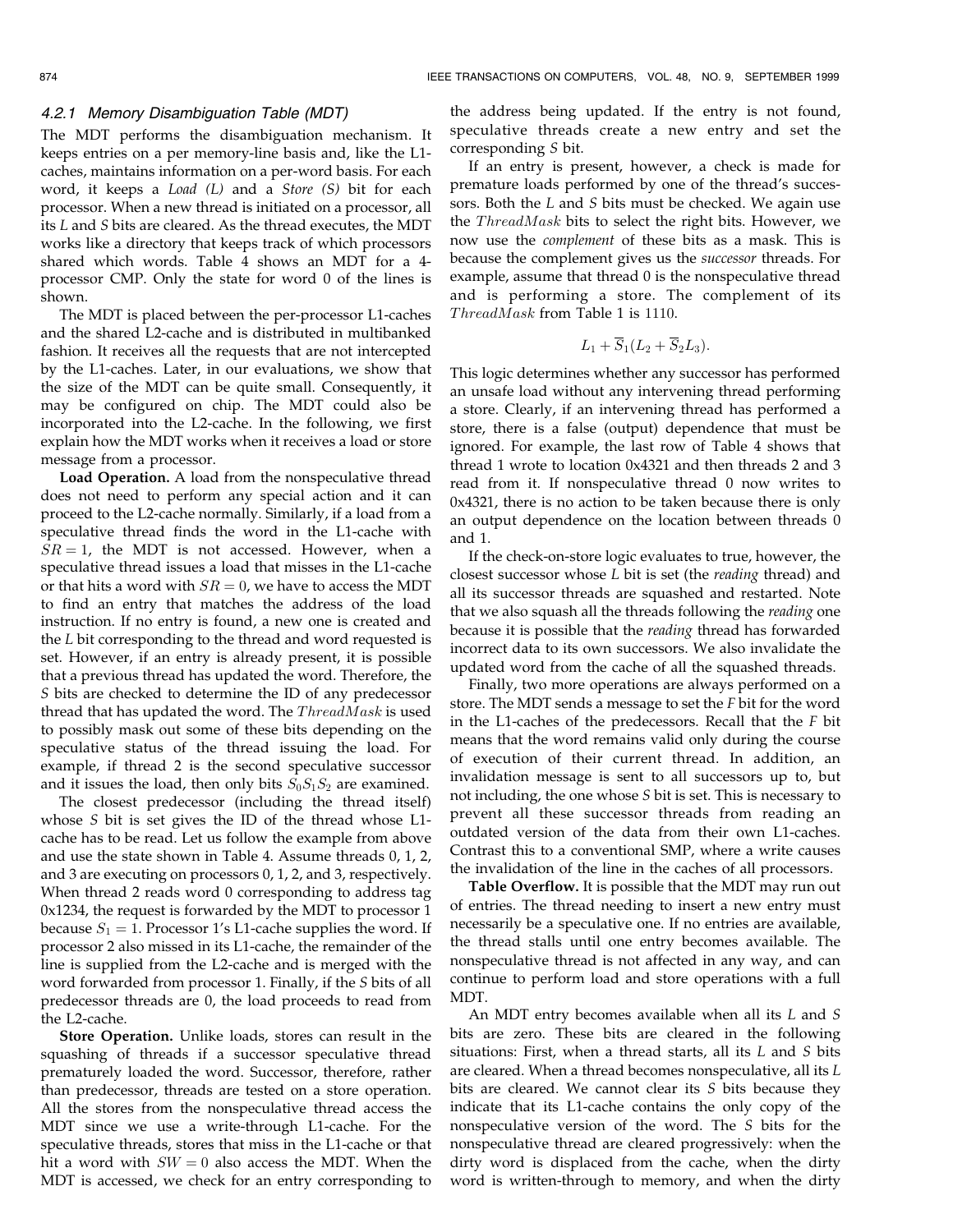#### 4.2.1 Memory Disambiguation Table (MDT)

The MDT performs the disambiguation mechanism. It keeps entries on a per memory-line basis and, like the L1-caches, maintains information on a per-word basis. For each word, it keeps a *Load (L)* and a *Store (S)* bit for each processor. When a new thread is initiated on a processor, all its *L* and *S* bits are cleared. As the thread executes, the MDT works like a directory that keeps track of which processors shared which words. Table 4 shows an MDT for a 4-processor CMP. Only the state for word 0 of the lines is shown.

The MDT is placed between the per-processor L1-caches and the shared L2-cache and is distributed in multibanked fashion. It receives all the requests that are not intercepted by the L1-caches. Later, in our evaluations, we show that the size of the MDT can be quite small. Consequently, it may be configured on chip. The MDT could also be incorporated into the L2-cache. In the following, we first explain how the MDT works when it receives a load or store message from a processor.

**Load Operation.** A load from the nonspeculative thread does not need to perform any special action and it can proceed to the L2-cache normally. Similarly, if a load from a speculative thread finds the word in the L1-cache with $SR = 1$, the MDT is not accessed. However, when a speculative thread issues a load that misses in the L1-cache or that hits a word with $SR = 0$, we have to access the MDT to find an entry that matches the address of the load instruction. If no entry is found, a new one is created and the *L* bit corresponding to the thread and word requested is set. However, if an entry is already present, it is possible that a previous thread has updated the word. Therefore, the *S* bits are checked to determine the ID of any predecessor thread that has updated the word. The $ThreadMask$ is used to possibly mask out some of these bits depending on the speculative status of the thread issuing the load. For example, if thread 2 is the second speculative successor and it issues the load, then only bits $S_0 S_1 S_2$ are examined.

The closest predecessor (including the thread itself) whose *S* bit is set gives the ID of the thread whose L1-cache has to be read. Let us follow the example from above and use the state shown in Table 4. Assume threads 0, 1, 2, and 3 are executing on processors 0, 1, 2, and 3, respectively. When thread 2 reads word 0 corresponding to address tag 0x1234, the request is forwarded by the MDT to processor 1 because $S_1 = 1$. Processor 1's L1-cache supplies the word. If processor 2 also missed in its L1-cache, the remainder of the line is supplied from the L2-cache and is merged with the word forwarded from processor 1. Finally, if the *S* bits of all predecessor threads are 0, the load proceeds to read from the L2-cache.

**Store Operation.** Unlike loads, stores can result in the squashing of threads if a successor speculative thread prematurely loaded the word. Successor, therefore, rather than predecessor, threads are tested on a store operation. All the stores from the nonspeculative thread access the MDT since we use a write-through L1-cache. For the speculative threads, stores that miss in the L1-cache or that hit a word with $SW = 0$ also access the MDT. When the MDT is accessed, we check for an entry corresponding to the address being updated. If the entry is not found, speculative threads create a new entry and set the corresponding *S* bit.

If an entry is present, however, a check is made for premature loads performed by one of the thread's successors. Both the *L* and *S* bits must be checked. We again use the $ThreadMask$ bits to select the right bits. However, we now use the *complement* of these bits as a mask. This is because the complement gives us the *successor* threads. For example, assume that thread 0 is the nonspeculative thread and is performing a store. The complement of its $ThreadMask$ from Table 1 is 1110.

$$L_1 + \overline{S}_1(L_2 + \overline{S}_2 L_3).$$

This logic determines whether any successor has performed an unsafe load without any intervening thread performing a store. Clearly, if an intervening thread has performed a store, there is a false (output) dependence that must be ignored. For example, the last row of Table 4 shows that thread 1 wrote to location 0x4321 and then threads 2 and 3 read from it. If nonspeculative thread 0 now writes to 0x4321, there is no action to be taken because there is only an output dependence on the location between threads 0 and 1.

If the check-on-store logic evaluates to true, however, the closest successor whose *L* bit is set (the *reading* thread) and all its successor threads are squashed and restarted. Note that we also squash all the threads following the *reading* one because it is possible that the *reading* thread has forwarded incorrect data to its own successors. We also invalidate the updated word from the cache of all the squashed threads.

Finally, two more operations are always performed on a store. The MDT sends a message to set the *F* bit for the word in the L1-caches of the predecessors. Recall that the *F* bit means that the word remains valid only during the course of execution of their current thread. In addition, an invalidation message is sent to all successors up to, but not including, the one whose *S* bit is set. This is necessary to prevent all these successor threads from reading an outdated version of the data from their own L1-caches. Contrast this to a conventional SMP, where a write causes the invalidation of the line in the caches of all processors.

**Table Overflow.** It is possible that the MDT may run out of entries. The thread needing to insert a new entry must necessarily be a speculative one. If no entries are available, the thread stalls until one entry becomes available. The nonspeculative thread is not affected in any way, and can continue to perform load and store operations with a full MDT.

An MDT entry becomes available when all its *L* and *S* bits are zero. These bits are cleared in the following situations: First, when a thread starts, all its *L* and *S* bits are cleared. When a thread becomes nonspeculative, all its *L* bits are cleared. We cannot clear its *S* bits because they indicate that its L1-cache contains the only copy of the nonspeculative version of the word. The *S* bits for the nonspeculative thread are cleared progressively: when the dirty word is displaced from the cache, when the dirty word is written-through to memory, and when the dirty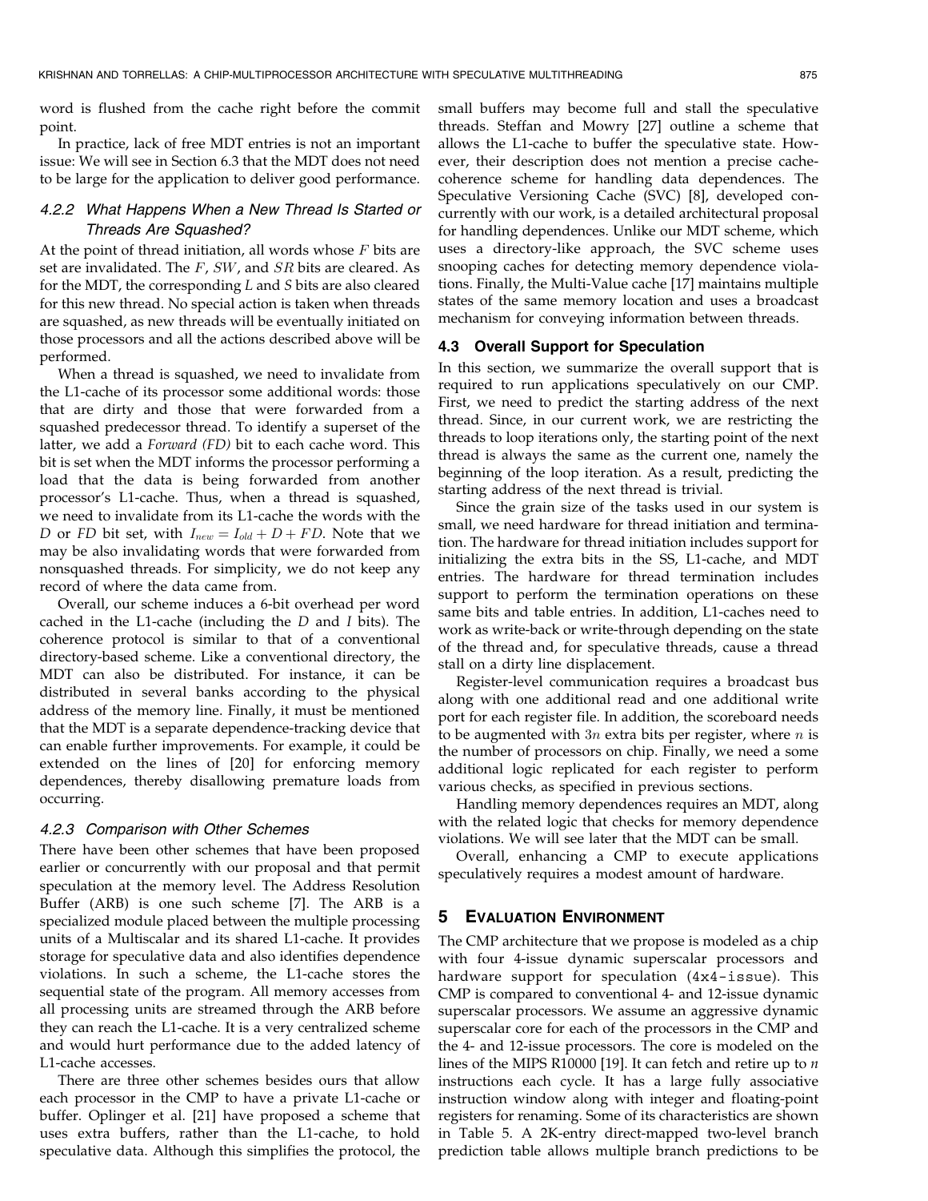word is flushed from the cache right before the commit point.

In practice, lack of free MDT entries is not an important issue: We will see in Section 6.3 that the MDT does not need to be large for the application to deliver good performance.

#### 4.2.2 What Happens When a New Thread Is Started or Threads Are Squashed?

At the point of thread initiation, all words whose $F$ bits are set are invalidated. The $F$, $SW$, and $SR$ bits are cleared. As for the MDT, the corresponding $L$ and $S$ bits are also cleared for this new thread. No special action is taken when threads are squashed, as new threads will be eventually initiated on those processors and all the actions described above will be performed.

When a thread is squashed, we need to invalidate from the L1-cache of its processor some additional words: those that are dirty and those that were forwarded from a squashed predecessor thread. To identify a superset of the latter, we add a *Forward (FD)* bit to each cache word. This bit is set when the MDT informs the processor performing a load that the data is being forwarded from another processor's L1-cache. Thus, when a thread is squashed, we need to invalidate from its L1-cache the words with the $D$ or $FD$ bit set, with $I_{new} = I_{old} + D + FD$. Note that we may be also invalidating words that were forwarded from nonsquashed threads. For simplicity, we do not keep any record of where the data came from.

Overall, our scheme induces a 6-bit overhead per word cached in the L1-cache (including the $D$ and $I$ bits). The coherence protocol is similar to that of a conventional directory-based scheme. Like a conventional directory, the MDT can also be distributed. For instance, it can be distributed in several banks according to the physical address of the memory line. Finally, it must be mentioned that the MDT is a separate dependence-tracking device that can enable further improvements. For example, it could be extended on the lines of [20] for enforcing memory dependences, thereby disallowing premature loads from occurring.

#### 4.2.3 Comparison with Other Schemes

There have been other schemes that have been proposed earlier or concurrently with our proposal and that permit speculation at the memory level. The Address Resolution Buffer (ARB) is one such scheme [7]. The ARB is a specialized module placed between the multiple processing units of a Multiscalar and its shared L1-cache. It provides storage for speculative data and also identifies dependence violations. In such a scheme, the L1-cache stores the sequential state of the program. All memory accesses from all processing units are streamed through the ARB before they can reach the L1-cache. It is a very centralized scheme and would hurt performance due to the added latency of L1-cache accesses.

There are three other schemes besides ours that allow each processor in the CMP to have a private L1-cache or buffer. Oplinger et al. [21] have proposed a scheme that uses extra buffers, rather than the L1-cache, to hold speculative data. Although this simplifies the protocol, the small buffers may become full and stall the speculative threads. Steffan and Mowry [27] outline a scheme that allows the L1-cache to buffer the speculative state. However, their description does not mention a precise cache-coherence scheme for handling data dependences. The Speculative Versioning Cache (SVC) [8], developed concurrently with our work, is a detailed architectural proposal for handling dependences. Unlike our MDT scheme, which uses a directory-like approach, the SVC scheme uses snooping caches for detecting memory dependence violations. Finally, the Multi-Value cache [17] maintains multiple states of the same memory location and uses a broadcast mechanism for conveying information between threads.

### 4.3 Overall Support for Speculation

In this section, we summarize the overall support that is required to run applications speculatively on our CMP. First, we need to predict the starting address of the next thread. Since, in our current work, we are restricting the threads to loop iterations only, the starting point of the next thread is always the same as the current one, namely the beginning of the loop iteration. As a result, predicting the starting address of the next thread is trivial.

Since the grain size of the tasks used in our system is small, we need hardware for thread initiation and termination. The hardware for thread initiation includes support for initializing the extra bits in the SS, L1-cache, and MDT entries. The hardware for thread termination includes support to perform the termination operations on these same bits and table entries. In addition, L1-caches need to work as write-back or write-through depending on the state of the thread and, for speculative threads, cause a thread stall on a dirty line displacement.

Register-level communication requires a broadcast bus along with one additional read and one additional write port for each register file. In addition, the scoreboard needs to be augmented with $3n$ extra bits per register, where $n$ is the number of processors on chip. Finally, we need a some additional logic replicated for each register to perform various checks, as specified in previous sections.

Handling memory dependences requires an MDT, along with the related logic that checks for memory dependence violations. We will see later that the MDT can be small.

Overall, enhancing a CMP to execute applications speculatively requires a modest amount of hardware.

## 5 Evaluation Environment

The CMP architecture that we propose is modeled as a chip with four 4-issue dynamic superscalar processors and hardware support for speculation (`4x4-issue`). This CMP is compared to conventional 4- and 12-issue dynamic superscalar processors. We assume an aggressive dynamic superscalar core for each of the processors in the CMP and the 4- and 12-issue processors. The core is modeled on the lines of the MIPS R10000 [19]. It can fetch and retire up to $n$ instructions each cycle. It has a large fully associative instruction window along with integer and floating-point registers for renaming. Some of its characteristics are shown in Table 5. A 2K-entry direct-mapped two-level branch prediction table allows multiple branch predictions to be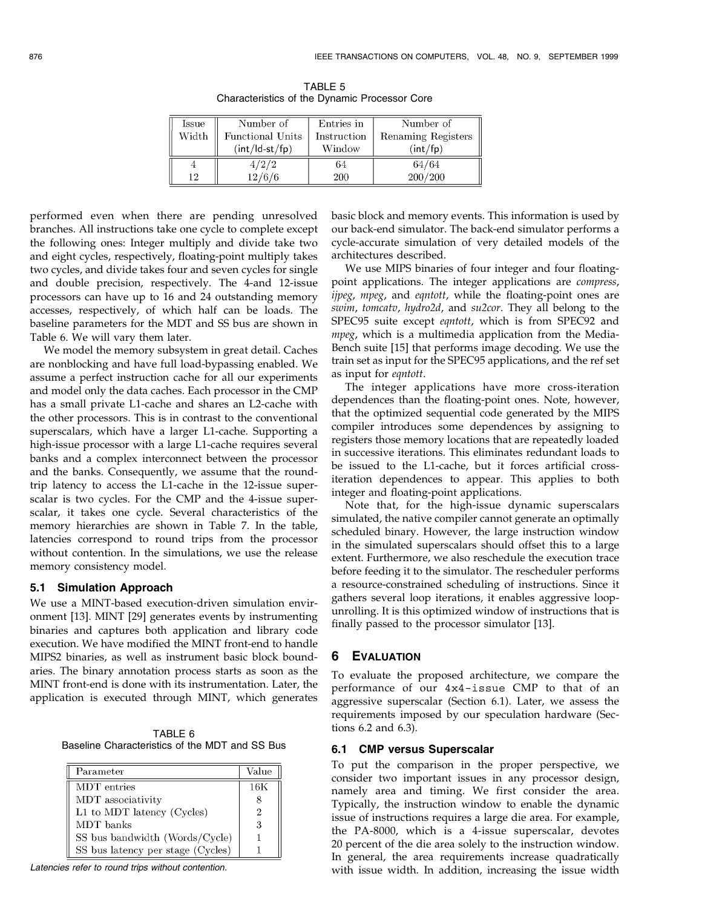TABLE 5
Characteristics of the Dynamic Processor Core

| Issue Width | Number of Functional Units (int/ld-st/fp) | Entries in Instruction Window | Number of Renaming Registers (int/fp) |
|---|---|---|---|
| 4 | 4/2/2 | 64 | 64/64 |
| 12 | 12/6/6 | 200 | 200/200 |

performed even when there are pending unresolved branches. All instructions take one cycle to complete except the following ones: Integer multiply and divide take two and eight cycles, respectively, floating-point multiply takes two cycles, and divide takes four and seven cycles for single and double precision, respectively. The 4-and 12-issue processors can have up to 16 and 24 outstanding memory accesses, respectively, of which half can be loads. The baseline parameters for the MDT and SS bus are shown in Table 6. We will vary them later.

We model the memory subsystem in great detail. Caches are nonblocking and have full load-bypassing enabled. We assume a perfect instruction cache for all our experiments and model only the data caches. Each processor in the CMP has a small private L1-cache and shares an L2-cache with the other processors. This is in contrast to the conventional superscalars, which have a larger L1-cache. Supporting a high-issue processor with a large L1-cache requires several banks and a complex interconnect between the processor and the banks. Consequently, we assume that the round-trip latency to access the L1-cache in the 12-issue superscalar is two cycles. For the CMP and the 4-issue superscalar, it takes one cycle. Several characteristics of the memory hierarchies are shown in Table 7. In the table, latencies correspond to round trips from the processor without contention. In the simulations, we use the release memory consistency model.

### 5.1 Simulation Approach

We use a MINT-based execution-driven simulation environment [13]. MINT [29] generates events by instrumenting binaries and captures both application and library code execution. We have modified the MINT front-end to handle MIPS2 binaries, as well as instrument basic block boundaries. The binary annotation process starts as soon as the MINT front-end is done with its instrumentation. Later, the application is executed through MINT, which generates basic block and memory events. This information is used by our back-end simulator. The back-end simulator performs a cycle-accurate simulation of very detailed models of the architectures described.

TABLE 6
Baseline Characteristics of the MDT and SS Bus

| Parameter | Value |
|---|---|
| MDT entries | 16K |
| MDT associativity | 8 |
| L1 to MDT latency (Cycles) | 2 |
| MDT banks | 3 |
| SS bus bandwidth (Words/Cycle) | 1 |
| SS bus latency per stage (Cycles) | 1 |

*Latencies refer to round trips without contention.*

We use MIPS binaries of four integer and four floating-point applications. The integer applications are *compress*, *ijpeg*, *mpeg*, and *eqntott*, while the floating-point ones are *swim*, *tomcatv*, *hydro2d*, and *su2cor*. They all belong to the SPEC95 suite except *eqntott*, which is from SPEC92 and *mpeg*, which is a multimedia application from the Media-Bench suite [15] that performs image decoding. We use the train set as input for the SPEC95 applications, and the ref set as input for *eqntott*.

The integer applications have more cross-iteration dependences than the floating-point ones. Note, however, that the optimized sequential code generated by the MIPS compiler introduces some dependences by assigning to registers those memory locations that are repeatedly loaded in successive iterations. This eliminates redundant loads to be issued to the L1-cache, but it forces artificial cross-iteration dependences to appear. This applies to both integer and floating-point applications.

Note that, for the high-issue dynamic superscalars simulated, the native compiler cannot generate an optimally scheduled binary. However, the large instruction window in the simulated superscalars should offset this to a large extent. Furthermore, we also reschedule the execution trace before feeding it to the simulator. The rescheduler performs a resource-constrained scheduling of instructions. Since it gathers several loop iterations, it enables aggressive loop-unrolling. It is this optimized window of instructions that is finally passed to the processor simulator [13].

## 6 Evaluation

To evaluate the proposed architecture, we compare the performance of our `4x4-issue` CMP to that of an aggressive superscalar (Section 6.1). Later, we assess the requirements imposed by our speculation hardware (Sections 6.2 and 6.3).

### 6.1 CMP versus Superscalar

To put the comparison in the proper perspective, we consider two important issues in any processor design, namely area and timing. We first consider the area. Typically, the instruction window to enable the dynamic issue of instructions requires a large die area. For example, the PA-8000, which is a 4-issue superscalar, devotes 20 percent of the die area solely to the instruction window. In general, the area requirements increase quadratically with issue width. In addition, increasing the issue width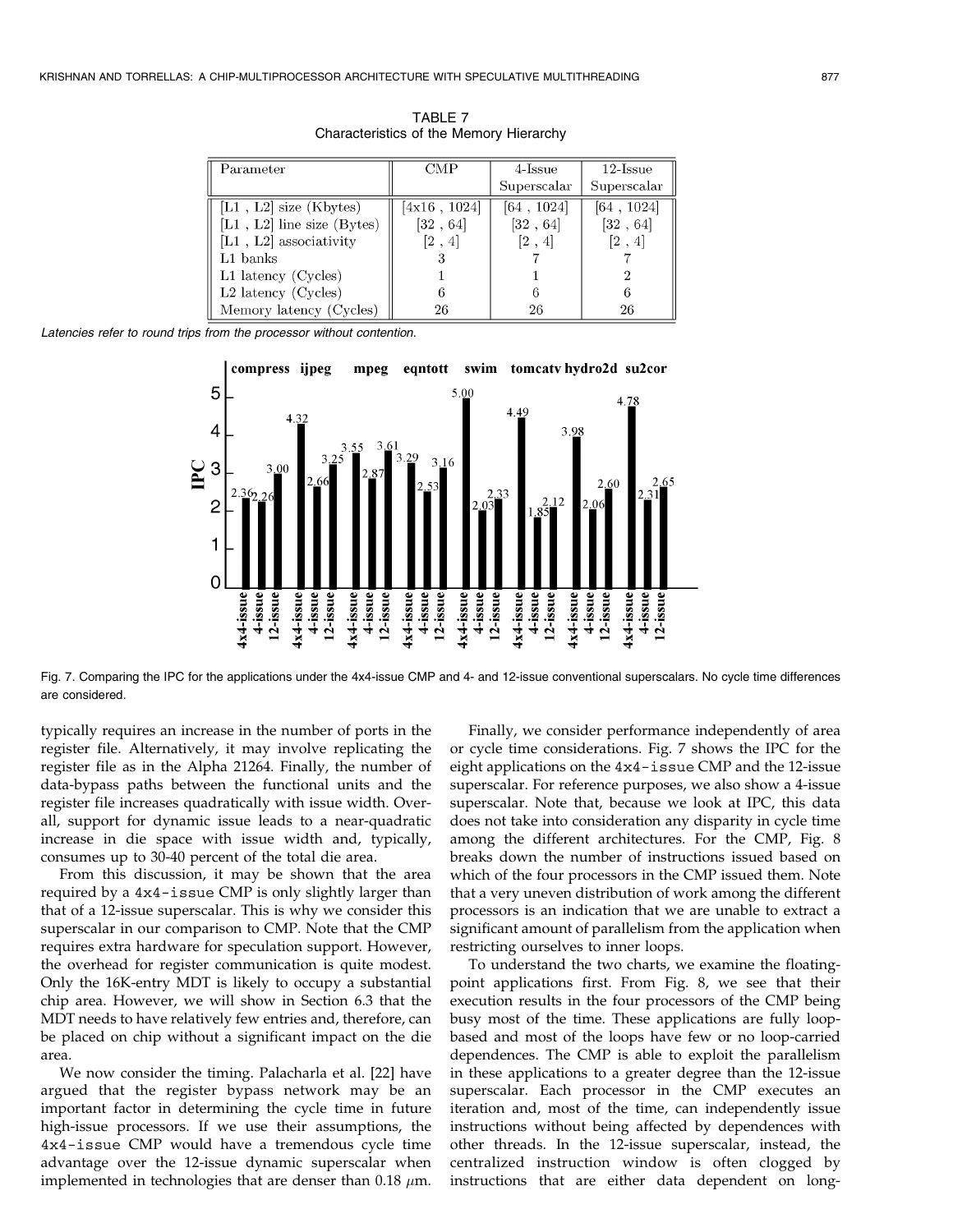TABLE 7
Characteristics of the Memory Hierarchy

| Parameter | CMP | 4-Issue Superscalar | 12-Issue Superscalar |
|---|---|---|---|
| [L1 , L2] size (Kbytes) | [4x16 , 1024] | [64 , 1024] | [64 , 1024] |
| [L1 , L2] line size (Bytes) | [32 , 64] | [32 , 64] | [32 , 64] |
| [L1 , L2] associativity | [2 , 4] | [2 , 4] | [2 , 4] |
| L1 banks | 3 | 7 | 7 |
| L1 latency (Cycles) | 1 | 1 | 2 |
| L2 latency (Cycles) | 6 | 6 | 6 |
| Memory latency (Cycles) | 26 | 26 | 26 |

*Latencies refer to round trips from the processor without contention.*

| Application | 4x4-issue | 4-issue | 12-issue |
|---|---|---|---|
| compress | 2.36 | 2.26 | 3.00 |
| ijpeg | 4.32 | 2.66 | 3.25 |
| mpeg | 3.55 | 2.87 | 3.61 |
| eqntott | 3.29 | 2.53 | 3.16 |
| swim | 5.00 | 2.03 | 2.33 |
| tomcatv | 4.49 | 1.85 | 2.12 |
| hydro2d | 3.98 | 2.06 | 2.60 |
| su2cor | 4.78 | 2.31 | 2.65 |

Fig. 7. Comparing the IPC for the applications under the 4x4-issue CMP and 4- and 12-issue conventional superscalars. No cycle time differences are considered.

typically requires an increase in the number of ports in the register file. Alternatively, it may involve replicating the register file as in the Alpha 21264. Finally, the number of data-bypass paths between the functional units and the register file increases quadratically with issue width. Overall, support for dynamic issue leads to a near-quadratic increase in die space with issue width and, typically, consumes up to 30-40 percent of the total die area.

From this discussion, it may be shown that the area required by a `4x4-issue` CMP is only slightly larger than that of a 12-issue superscalar. This is why we consider this superscalar in our comparison to CMP. Note that the CMP requires extra hardware for speculation support. However, the overhead for register communication is quite modest. Only the 16K-entry MDT is likely to occupy a substantial chip area. However, we will show in Section 6.3 that the MDT needs to have relatively few entries and, therefore, can be placed on chip without a significant impact on the die area.

We now consider the timing. Palacharla et al. [22] have argued that the register bypass network may be an important factor in determining the cycle time in future high-issue processors. If we use their assumptions, the `4x4-issue` CMP would have a tremendous cycle time advantage over the 12-issue dynamic superscalar when implemented in technologies that are denser than 0.18 $\mu$m.

Finally, we consider performance independently of area or cycle time considerations. Fig. 7 shows the IPC for the eight applications on the `4x4-issue` CMP and the 12-issue superscalar. For reference purposes, we also show a 4-issue superscalar. Note that, because we look at IPC, this data does not take into consideration any disparity in cycle time among the different architectures. For the CMP, Fig. 8 breaks down the number of instructions issued based on which of the four processors in the CMP issued them. Note that a very uneven distribution of work among the different processors is an indication that we are unable to extract a significant amount of parallelism from the application when restricting ourselves to inner loops.

To understand the two charts, we examine the floating-point applications first. From Fig. 8, we see that their execution results in the four processors of the CMP being busy most of the time. These applications are fully loop-based and most of the loops have few or no loop-carried dependences. The CMP is able to exploit the parallelism in these applications to a greater degree than the 12-issue superscalar. Each processor in the CMP executes an iteration and, most of the time, can independently issue instructions without being affected by dependences with other threads. In the 12-issue superscalar, instead, the centralized instruction window is often clogged by instructions that are either data dependent on long-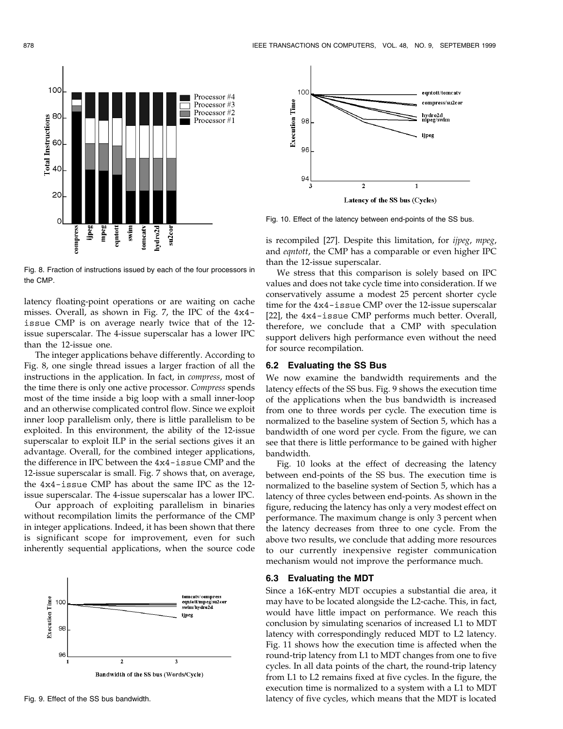latency floating-point operations or are waiting on cache misses. Overall, as shown in Fig. 7, the IPC of the `4x4-issue` CMP is on average nearly twice that of the 12-issue superscalar. The 4-issue superscalar has a lower IPC than the 12-issue one.

The integer applications behave differently. According to Fig. 8, one single thread issues a larger fraction of all the instructions in the application. In fact, in *compress*, most of the time there is only one active processor. *Compress* spends most of the time inside a big loop with a small inner-loop and an otherwise complicated control flow. Since we exploit inner loop parallelism only, there is little parallelism to be exploited. In this environment, the ability of the 12-issue superscalar to exploit ILP in the serial sections gives it an advantage. Overall, for the combined integer applications, the difference in IPC between the `4x4-issue` CMP and the 12-issue superscalar is small. Fig. 7 shows that, on average, the `4x4-issue` CMP has about the same IPC as the 12-issue superscalar. The 4-issue superscalar has a lower IPC.

Our approach of exploiting parallelism in binaries without recompilation limits the performance of the CMP in integer applications. Indeed, it has been shown that there is significant scope for improvement, even for such inherently sequential applications, when the source code is recompiled [27]. Despite this limitation, for *ijpeg*, *mpeg*, and *eqntott*, the CMP has a comparable or even higher IPC than the 12-issue superscalar.

Fig. 8. Fraction of instructions issued by each of the four processors in the CMP.

Fig. 9. Effect of the SS bus bandwidth.

Fig. 10. Effect of the latency between end-points of the SS bus.

We stress that this comparison is solely based on IPC values and does not take cycle time into consideration. If we conservatively assume a modest 25 percent shorter cycle time for the `4x4-issue` CMP over the 12-issue superscalar [22], the `4x4-issue` CMP performs much better. Overall, therefore, we conclude that a CMP with speculation support delivers high performance even without the need for source recompilation.

### 6.2 Evaluating the SS Bus

We now examine the bandwidth requirements and the latency effects of the SS bus. Fig. 9 shows the execution time of the applications when the bus bandwidth is increased from one to three words per cycle. The execution time is normalized to the baseline system of Section 5, which has a bandwidth of one word per cycle. From the figure, we can see that there is little performance to be gained with higher bandwidth.

Fig. 10 looks at the effect of decreasing the latency between end-points of the SS bus. The execution time is normalized to the baseline system of Section 5, which has a latency of three cycles between end-points. As shown in the figure, reducing the latency has only a very modest effect on performance. The maximum change is only 3 percent when the latency decreases from three to one cycle. From the above two results, we conclude that adding more resources to our currently inexpensive register communication mechanism would not improve the performance much.

### 6.3 Evaluating the MDT

Since a 16K-entry MDT occupies a substantial die area, it may have to be located alongside the L2-cache. This, in fact, would have little impact on performance. We reach this conclusion by simulating scenarios of increased L1 to MDT latency with correspondingly reduced MDT to L2 latency. Fig. 11 shows how the execution time is affected when the round-trip latency from L1 to MDT changes from one to five cycles. In all data points of the chart, the round-trip latency from L1 to L2 remains fixed at five cycles. In the figure, the execution time is normalized to a system with a L1 to MDT latency of five cycles, which means that the MDT is located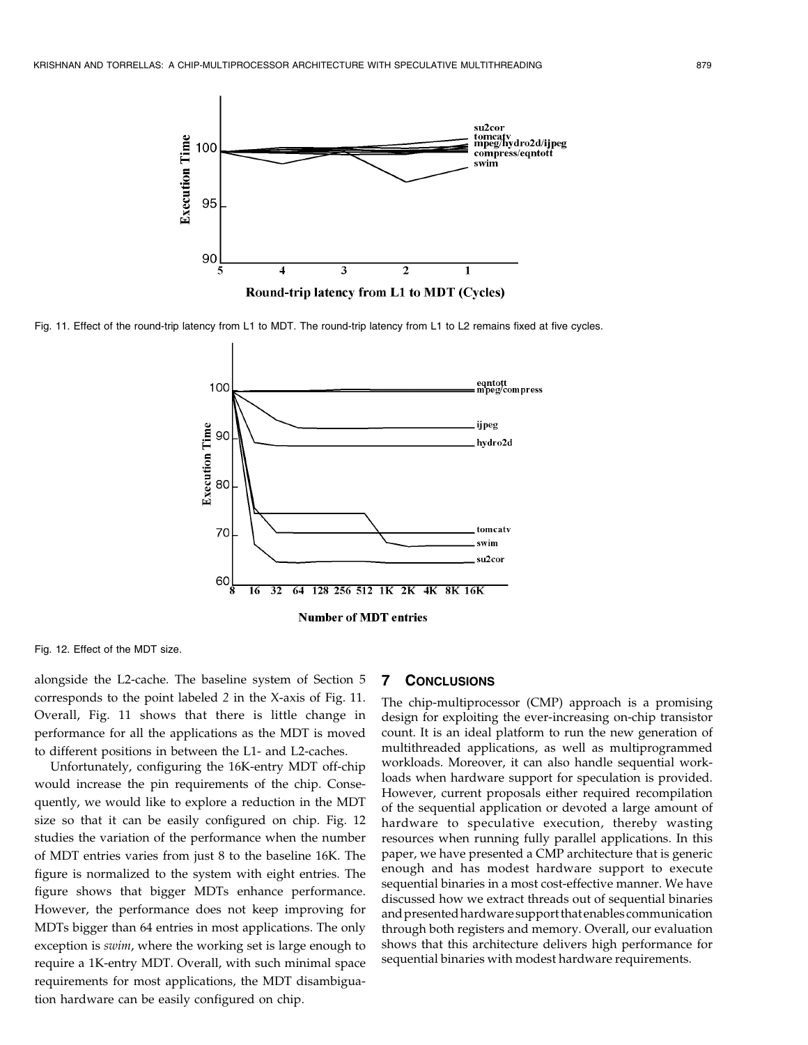Fig. 11. Effect of the round-trip latency from L1 to MDT. The round-trip latency from L1 to L2 remains fixed at five cycles.

Fig. 12. Effect of the MDT size.

alongside the L2-cache. The baseline system of Section 5 corresponds to the point labeled *2* in the X-axis of Fig. 11. Overall, Fig. 11 shows that there is little change in performance for all the applications as the MDT is moved to different positions in between the L1- and L2-caches.

Unfortunately, configuring the 16K-entry MDT off-chip would increase the pin requirements of the chip. Consequently, we would like to explore a reduction in the MDT size so that it can be easily configured on chip. Fig. 12 studies the variation of the performance when the number of MDT entries varies from just 8 to the baseline 16K. The figure is normalized to the system with eight entries. The figure shows that bigger MDTs enhance performance. However, the performance does not keep improving for MDTs bigger than 64 entries in most applications. The only exception is *swim*, where the working set is large enough to require a 1K-entry MDT. Overall, with such minimal space requirements for most applications, the MDT disambiguation hardware can be easily configured on chip.

## 7 Conclusions

The chip-multiprocessor (CMP) approach is a promising design for exploiting the ever-increasing on-chip transistor count. It is an ideal platform to run the new generation of multithreaded applications, as well as multiprogrammed workloads. Moreover, it can also handle sequential workloads when hardware support for speculation is provided. However, current proposals either required recompilation of the sequential application or devoted a large amount of hardware to speculative execution, thereby wasting resources when running fully parallel applications. In this paper, we have presented a CMP architecture that is generic enough and has modest hardware support to execute sequential binaries in a most cost-effective manner. We have discussed how we extract threads out of sequential binaries and presented hardware support that enables communication through both registers and memory. Overall, our evaluation shows that this architecture delivers high performance for sequential binaries with modest hardware requirements.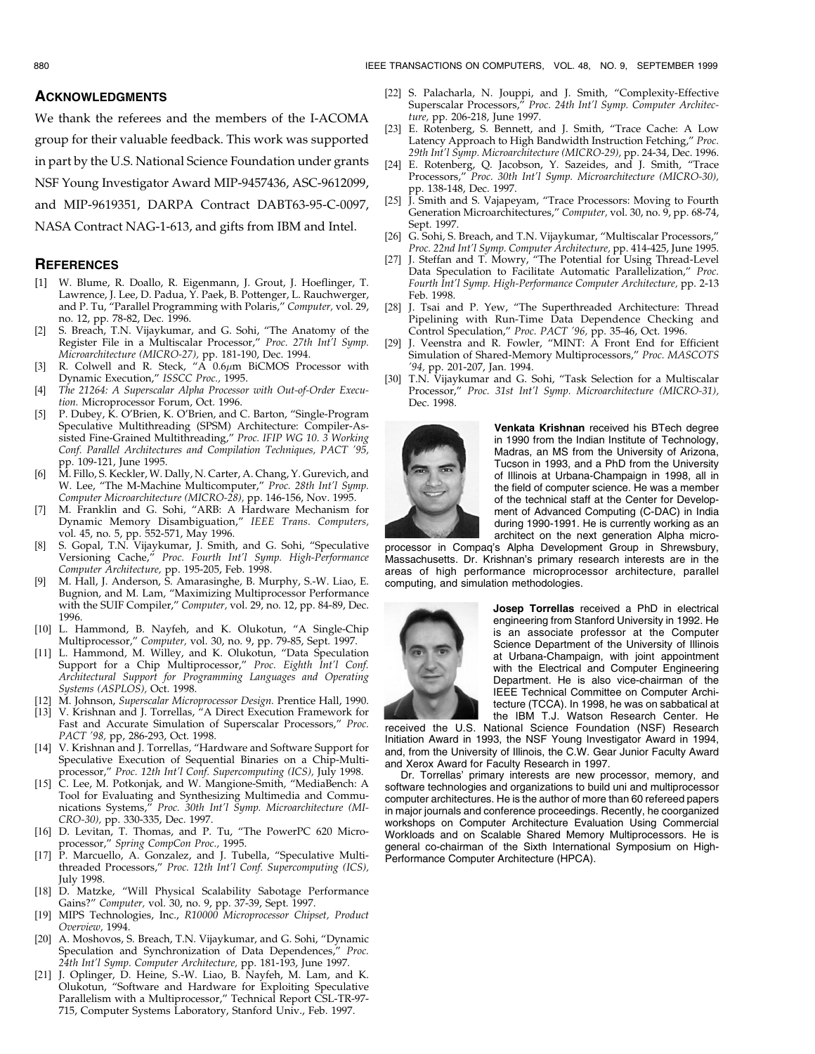## Acknowledgments

We thank the referees and the members of the I-ACOMA group for their valuable feedback. This work was supported in part by the U.S. National Science Foundation under grants NSF Young Investigator Award MIP-9457436, ASC-9612099, and MIP-9619351, DARPA Contract DABT63-95-C-0097, NASA Contract NAG-1-613, and gifts from IBM and Intel.

## References

[1] W. Blume, R. Doallo, R. Eigenmann, J. Grout, J. Hoeflinger, T. Lawrence, J. Lee, D. Padua, Y. Paek, B. Pottenger, L. Rauchwerger, and P. Tu, "Parallel Programming with Polaris," *Computer,* vol. 29, no. 12, pp. 78-82, Dec. 1996.

[2] S. Breach, T.N. Vijaykumar, and G. Sohi, "The Anatomy of the Register File in a Multiscalar Processor," *Proc. 27th Int'l Symp. Microarchitecture (MICRO-27),* pp. 181-190, Dec. 1994.

[3] R. Colwell and R. Steck, "A 0.6$\mu$m BiCMOS Processor with Dynamic Execution," *ISSCC Proc.,* 1995.

[4] *The 21264: A Superscalar Alpha Processor with Out-of-Order Execution.* Microprocessor Forum, Oct. 1996.

[5] P. Dubey, K. O'Brien, K. O'Brien, and C. Barton, "Single-Program Speculative Multithreading (SPSM) Architecture: Compiler-Assisted Fine-Grained Multithreading," *Proc. IFIP WG 10. 3 Working Conf. Parallel Architectures and Compilation Techniques, PACT '95,* pp. 109-121, June 1995.

[6] M. Fillo, S. Keckler, W. Dally, N. Carter, A. Chang, Y. Gurevich, and W. Lee, "The M-Machine Multicomputer," *Proc. 28th Int'l Symp. Computer Microarchitecture (MICRO-28),* pp. 146-156, Nov. 1995.

[7] M. Franklin and G. Sohi, "ARB: A Hardware Mechanism for Dynamic Memory Disambiguation," *IEEE Trans. Computers,* vol. 45, no. 5, pp. 552-571, May 1996.

[8] S. Gopal, T.N. Vijaykumar, J. Smith, and G. Sohi, "Speculative Versioning Cache," *Proc. Fourth Int'l Symp. High-Performance Computer Architecture,* pp. 195-205, Feb. 1998.

[9] M. Hall, J. Anderson, S. Amarasinghe, B. Murphy, S.-W. Liao, E. Bugnion, and M. Lam, "Maximizing Multiprocessor Performance with the SUIF Compiler," *Computer,* vol. 29, no. 12, pp. 84-89, Dec. 1996.

[10] L. Hammond, B. Nayfeh, and K. Olukotun, "A Single-Chip Multiprocessor," *Computer,* vol. 30, no. 9, pp. 79-85, Sept. 1997.

[11] L. Hammond, M. Willey, and K. Olukotun, "Data Speculation Support for a Chip Multiprocessor," *Proc. Eighth Int'l Conf. Architectural Support for Programming Languages and Operating Systems (ASPLOS),* Oct. 1998.

[12] M. Johnson, *Superscalar Microprocessor Design.* Prentice Hall, 1990.

[13] V. Krishnan and J. Torrellas, "A Direct Execution Framework for Fast and Accurate Simulation of Superscalar Processors," *Proc. PACT '98,* pp, 286-293, Oct. 1998.

[14] V. Krishnan and J. Torrellas, "Hardware and Software Support for Speculative Execution of Sequential Binaries on a Chip-Multiprocessor," *Proc. 12th Int'l Conf. Supercomputing (ICS),* July 1998.

[15] C. Lee, M. Potkonjak, and W. Mangione-Smith, "MediaBench: A Tool for Evaluating and Synthesizing Multimedia and Communications Systems," *Proc. 30th Int'l Symp. Microarchitecture (MICRO-30),* pp. 330-335, Dec. 1997.

[16] D. Levitan, T. Thomas, and P. Tu, "The PowerPC 620 Microprocessor," *Spring CompCon Proc.,* 1995.

[17] P. Marcuello, A. Gonzalez, and J. Tubella, "Speculative Multithreaded Processors," *Proc. 12th Int'l Conf. Supercomputing (ICS),* July 1998.

[18] D. Matzke, "Will Physical Scalability Sabotage Performance Gains?" *Computer,* vol. 30, no. 9, pp. 37-39, Sept. 1997.

[19] MIPS Technologies, Inc., *R10000 Microprocessor Chipset, Product Overview,* 1994.

[20] A. Moshovos, S. Breach, T.N. Vijaykumar, and G. Sohi, "Dynamic Speculation and Synchronization of Data Dependences," *Proc. 24th Int'l Symp. Computer Architecture,* pp. 181-193, June 1997.

[21] J. Oplinger, D. Heine, S.-W. Liao, B. Nayfeh, M. Lam, and K. Olukotun, "Software and Hardware for Exploiting Speculative Parallelism with a Multiprocessor," Technical Report CSL-TR-97-715, Computer Systems Laboratory, Stanford Univ., Feb. 1997.

[22] S. Palacharla, N. Jouppi, and J. Smith, "Complexity-Effective Superscalar Processors," *Proc. 24th Int'l Symp. Computer Architecture,* pp. 206-218, June 1997.

[23] E. Rotenberg, S. Bennett, and J. Smith, "Trace Cache: A Low Latency Approach to High Bandwidth Instruction Fetching," *Proc. 29th Int'l Symp. Microarchitecture (MICRO-29),* pp. 24-34, Dec. 1996.

[24] E. Rotenberg, Q. Jacobson, Y. Sazeides, and J. Smith, "Trace Processors," *Proc. 30th Int'l Symp. Microarchitecture (MICRO-30),* pp. 138-148, Dec. 1997.

[25] J. Smith and S. Vajapeyam, "Trace Processors: Moving to Fourth Generation Microarchitectures," *Computer,* vol. 30, no. 9, pp. 68-74, Sept. 1997.

[26] G. Sohi, S. Breach, and T.N. Vijaykumar, "Multiscalar Processors," *Proc. 22nd Int'l Symp. Computer Architecture,* pp. 414-425, June 1995.

[27] J. Steffan and T. Mowry, "The Potential for Using Thread-Level Data Speculation to Facilitate Automatic Parallelization," *Proc. Fourth Int'l Symp. High-Performance Computer Architecture,* pp. 2-13 Feb. 1998.

[28] J. Tsai and P. Yew, "The Superthreaded Architecture: Thread Pipelining with Run-Time Data Dependence Checking and Control Speculation," *Proc. PACT '96,* pp. 35-46, Oct. 1996.

[29] J. Veenstra and R. Fowler, "MINT: A Front End for Efficient Simulation of Shared-Memory Multiprocessors," *Proc. MASCOTS '94,* pp. 201-207, Jan. 1994.

[30] T.N. Vijaykumar and G. Sohi, "Task Selection for a Multiscalar Processor," *Proc. 31st Int'l Symp. Microarchitecture (MICRO-31),* Dec. 1998.

**Venkata Krishnan** received his BTech degree in 1990 from the Indian Institute of Technology, Madras, an MS from the University of Arizona, Tucson in 1993, and a PhD from the University of Illinois at Urbana-Champaign in 1998, all in the field of computer science. He was a member of the technical staff at the Center for Development of Advanced Computing (C-DAC) in India during 1990-1991. He is currently working as an architect on the next generation Alpha microprocessor in Compaq's Alpha Development Group in Shrewsbury, Massachusetts. Dr. Krishnan's primary research interests are in the areas of high performance microprocessor architecture, parallel computing, and simulation methodologies.

**Josep Torrellas** received a PhD in electrical engineering from Stanford University in 1992. He is an associate professor at the Computer Science Department of the University of Illinois at Urbana-Champaign, with joint appointment with the Electrical and Computer Engineering Department. He is also vice-chairman of the IEEE Technical Committee on Computer Architecture (TCCA). In 1998, he was on sabbatical at the IBM T.J. Watson Research Center. He received the U.S. National Science Foundation (NSF) Research Initiation Award in 1993, the NSF Young Investigator Award in 1994, and, from the University of Illinois, the C.W. Gear Junior Faculty Award and Xerox Award for Faculty Research in 1997.

Dr. Torrellas' primary interests are new processor, memory, and software technologies and organizations to build uni and multiprocessor computer architectures. He is the author of more than 60 refereed papers in major journals and conference proceedings. Recently, he coorganized workshops on Computer Architecture Evaluation Using Commercial Workloads and on Scalable Shared Memory Multiprocessors. He is general co-chairman of the Sixth International Symposium on High-Performance Computer Architecture (HPCA).